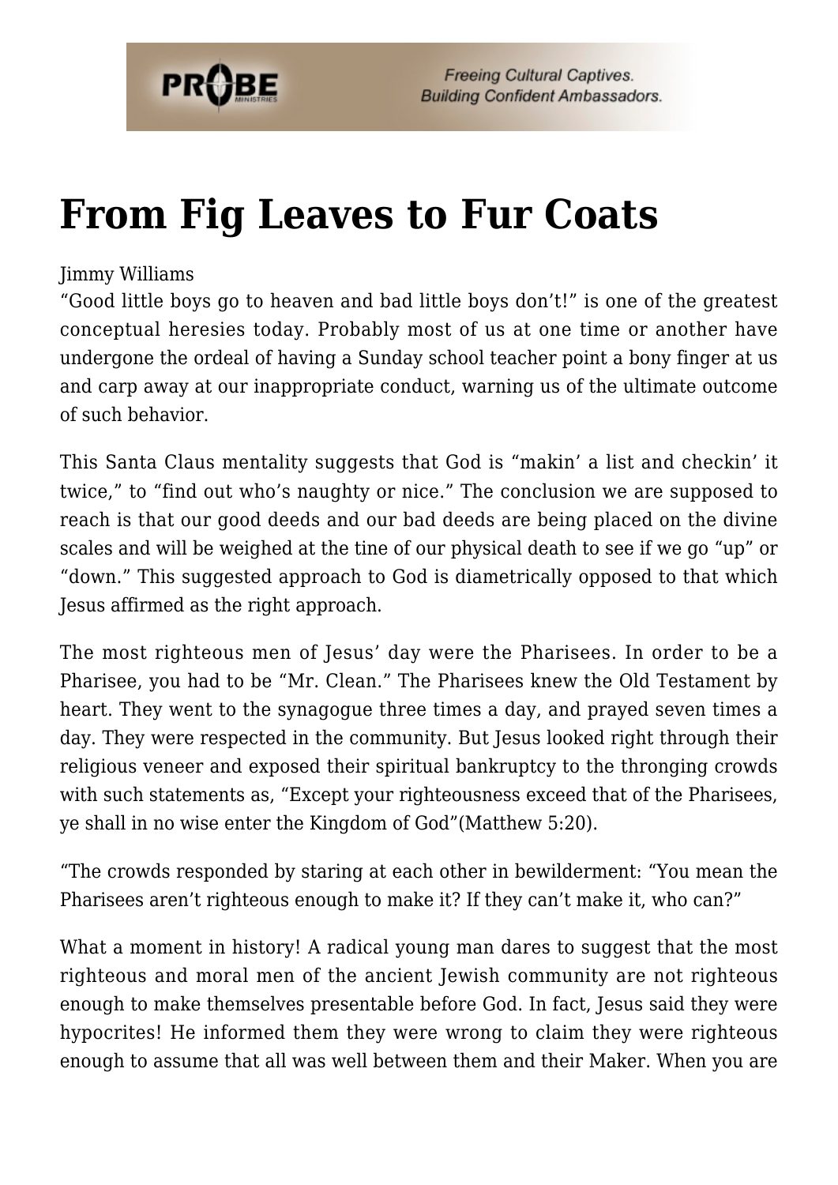# From Fig Leaves to Fur Coats

Jimmy Williams

"Good little boys go to heaven and bad little boys don't!" is one of the greatest conceptual heresies today. Probably most of us at one time or another have undergone the ordeal of having a Sunday school teacher point a bony finger at us and carp away at our inappropriate conduct, warning us of the ultimate outcome of such behavior.

This Santa Claus mentality suggests that God is "makin' a list and checkin' it twice," to "find out who's naughty or nice." The conclusion we are supposed to reach is that our good deeds and our bad deeds are being placed on the divine scales and will be weighed at the tine of our physical death to see if we go "up" or "down." This suggested approach to God is diametrically opposed to that which Jesus affirmed as the right approach.

The most righteous men of Jesus' day were the Pharisees. In order to be a Pharisee, you had to be "Mr. Clean." The Pharisees knew the Old Testament by heart. They went to the synagogue three times a day, and prayed seven times a day. They were respected in the community. But Jesus looked right through their religious veneer and exposed their spiritual bankruptcy to the thronging crowds with such statements as, "Except your righteousness exceed that of the Pharisees, ye shall in no wise enter the Kingdom of God"(Matthew 5:20).

"The crowds responded by staring at each other in bewilderment: "You mean the Pharisees aren't righteous enough to make it? If they can't make it, who can?"

What a moment in history! A radical young man dares to suggest that the most righteous and moral men of the ancient Jewish community are not righteous enough to make themselves presentable before God. In fact, Jesus said they were hypocrites! He informed them they were wrong to claim they were righteous enough to assume that all was well between them and their Maker. When you are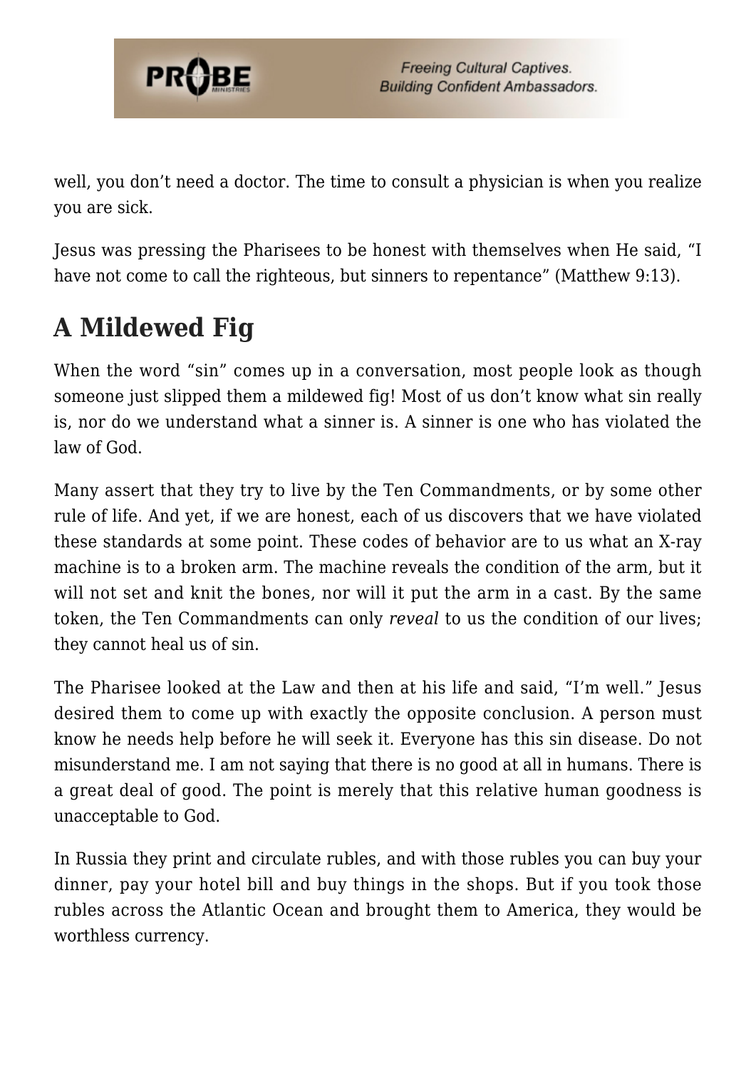well, you don't need a doctor. The time to consult a physician is when you realize you are sick.

Jesus was pressing the Pharisees to be honest with themselves when He said, "I have not come to call the righteous, but sinners to repentance" (Matthew 9:13).

## A Mildewed Fig

When the word "sin" comes up in a conversation, most people look as though someone just slipped them a mildewed fig! Most of us don't know what sin really is, nor do we understand what a sinner is. A sinner is one who has violated the law of God.

Many assert that they try to live by the Ten Commandments, or by some other rule of life. And yet, if we are honest, each of us discovers that we have violated these standards at some point. These codes of behavior are to us what an X-ray machine is to a broken arm. The machine reveals the condition of the arm, but it will not set and knit the bones, nor will it put the arm in a cast. By the same token, the Ten Commandments can only *reveal* to us the condition of our lives; they cannot heal us of sin.

The Pharisee looked at the Law and then at his life and said, "I'm well." Jesus desired them to come up with exactly the opposite conclusion. A person must know he needs help before he will seek it. Everyone has this sin disease. Do not misunderstand me. I am not saying that there is no good at all in humans. There is a great deal of good. The point is merely that this relative human goodness is unacceptable to God.

In Russia they print and circulate rubles, and with those rubles you can buy your dinner, pay your hotel bill and buy things in the shops. But if you took those rubles across the Atlantic Ocean and brought them to America, they would be worthless currency.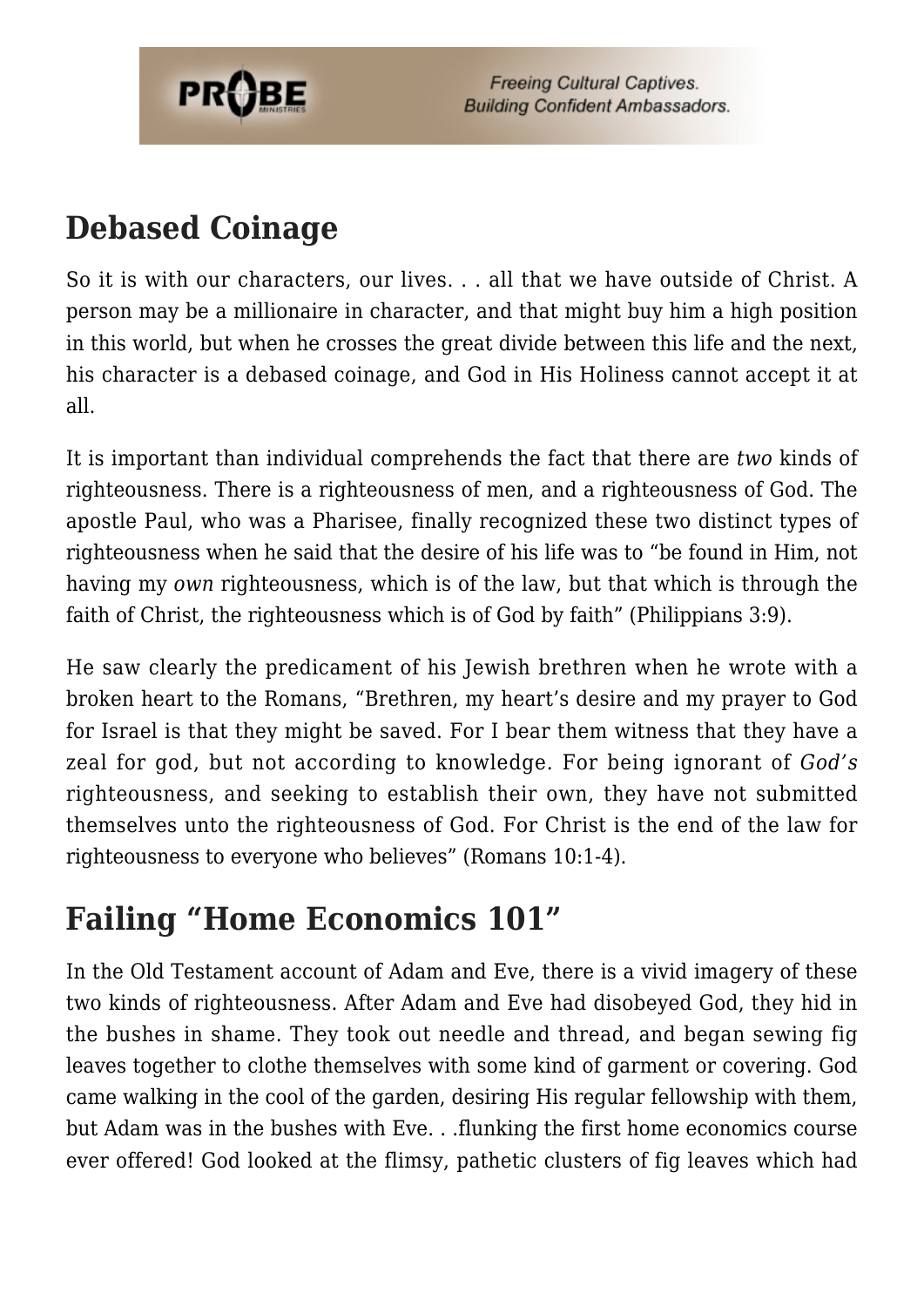## Debased Coinage

So it is with our characters, our lives. . . all that we have outside of Christ. A person may be a millionaire in character, and that might buy him a high position in this world, but when he crosses the great divide between this life and the next, his character is a debased coinage, and God in His Holiness cannot accept it at all.

It is important than individual comprehends the fact that there are *two* kinds of righteousness. There is a righteousness of men, and a righteousness of God. The apostle Paul, who was a Pharisee, finally recognized these two distinct types of righteousness when he said that the desire of his life was to "be found in Him, not having my *own* righteousness, which is of the law, but that which is through the faith of Christ, the righteousness which is of God by faith" (Philippians 3:9).

He saw clearly the predicament of his Jewish brethren when he wrote with a broken heart to the Romans, "Brethren, my heart's desire and my prayer to God for Israel is that they might be saved. For I bear them witness that they have a zeal for god, but not according to knowledge. For being ignorant of *God's* righteousness, and seeking to establish their own, they have not submitted themselves unto the righteousness of God. For Christ is the end of the law for righteousness to everyone who believes" (Romans 10:1-4).

## Failing "Home Economics 101"

In the Old Testament account of Adam and Eve, there is a vivid imagery of these two kinds of righteousness. After Adam and Eve had disobeyed God, they hid in the bushes in shame. They took out needle and thread, and began sewing fig leaves together to clothe themselves with some kind of garment or covering. God came walking in the cool of the garden, desiring His regular fellowship with them, but Adam was in the bushes with Eve. . .flunking the first home economics course ever offered! God looked at the flimsy, pathetic clusters of fig leaves which had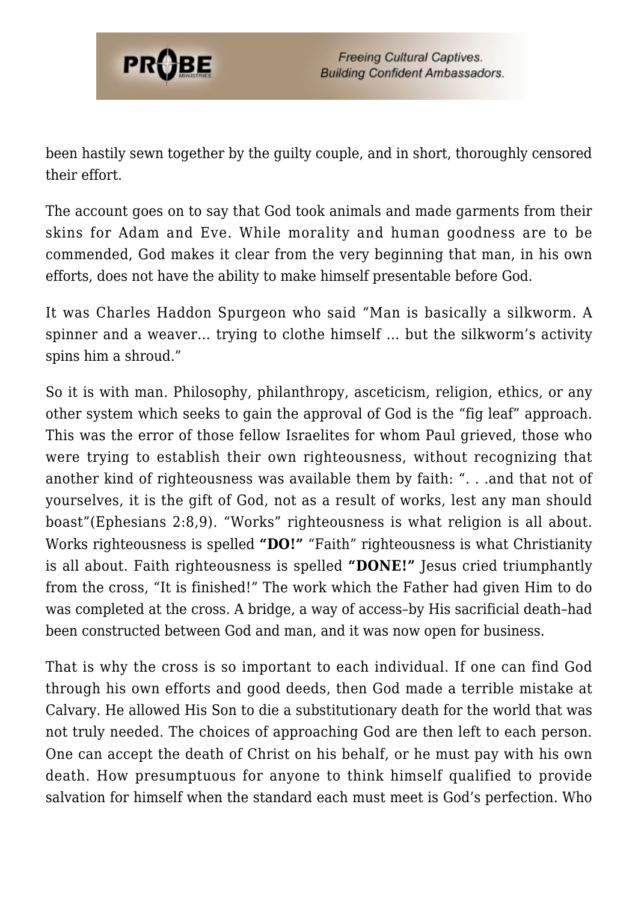been hastily sewn together by the guilty couple, and in short, thoroughly censored their effort.

The account goes on to say that God took animals and made garments from their skins for Adam and Eve. While morality and human goodness are to be commended, God makes it clear from the very beginning that man, in his own efforts, does not have the ability to make himself presentable before God.

It was Charles Haddon Spurgeon who said "Man is basically a silkworm. A spinner and a weaver… trying to clothe himself … but the silkworm's activity spins him a shroud."

So it is with man. Philosophy, philanthropy, asceticism, religion, ethics, or any other system which seeks to gain the approval of God is the "fig leaf" approach. This was the error of those fellow Israelites for whom Paul grieved, those who were trying to establish their own righteousness, without recognizing that another kind of righteousness was available them by faith: ". . .and that not of yourselves, it is the gift of God, not as a result of works, lest any man should boast"(Ephesians 2:8,9). "Works" righteousness is what religion is all about. Works righteousness is spelled **"DO!"** "Faith" righteousness is what Christianity is all about. Faith righteousness is spelled **"DONE!"** Jesus cried triumphantly from the cross, "It is finished!" The work which the Father had given Him to do was completed at the cross. A bridge, a way of access–by His sacrificial death–had been constructed between God and man, and it was now open for business.

That is why the cross is so important to each individual. If one can find God through his own efforts and good deeds, then God made a terrible mistake at Calvary. He allowed His Son to die a substitutionary death for the world that was not truly needed. The choices of approaching God are then left to each person. One can accept the death of Christ on his behalf, or he must pay with his own death. How presumptuous for anyone to think himself qualified to provide salvation for himself when the standard each must meet is God's perfection. Who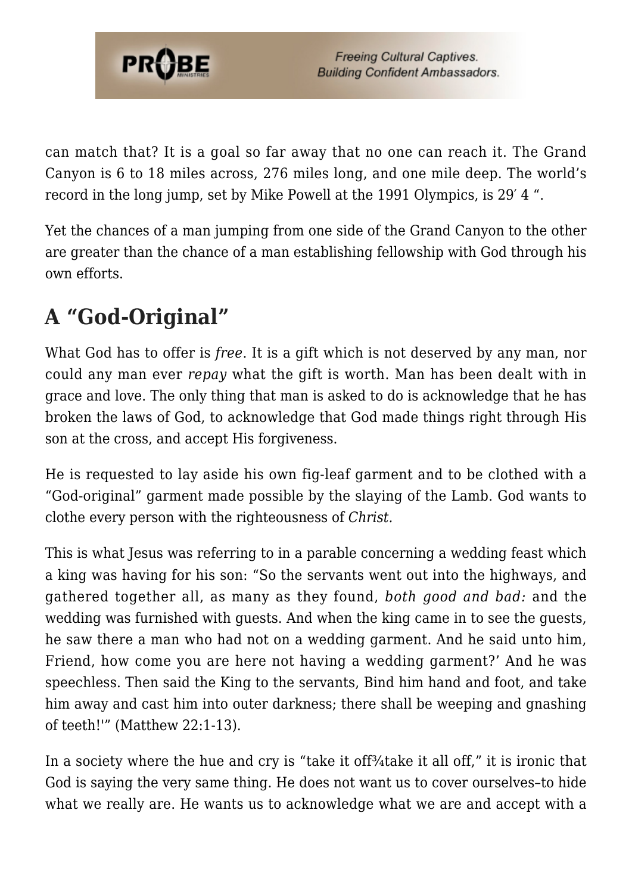can match that? It is a goal so far away that no one can reach it. The Grand Canyon is 6 to 18 miles across, 276 miles long, and one mile deep. The world's record in the long jump, set by Mike Powell at the 1991 Olympics, is 29′ 4 ".

Yet the chances of a man jumping from one side of the Grand Canyon to the other are greater than the chance of a man establishing fellowship with God through his own efforts.

## A "God-Original"

What God has to offer is *free*. It is a gift which is not deserved by any man, nor could any man ever *repay* what the gift is worth. Man has been dealt with in grace and love. The only thing that man is asked to do is acknowledge that he has broken the laws of God, to acknowledge that God made things right through His son at the cross, and accept His forgiveness.

He is requested to lay aside his own fig-leaf garment and to be clothed with a "God-original" garment made possible by the slaying of the Lamb. God wants to clothe every person with the righteousness of *Christ.*

This is what Jesus was referring to in a parable concerning a wedding feast which a king was having for his son: "So the servants went out into the highways, and gathered together all, as many as they found, *both good and bad:* and the wedding was furnished with guests. And when the king came in to see the guests, he saw there a man who had not on a wedding garment. And he said unto him, Friend, how come you are here not having a wedding garment?' And he was speechless. Then said the King to the servants, Bind him hand and foot, and take him away and cast him into outer darkness; there shall be weeping and gnashing of teeth!'" (Matthew 22:1-13).

In a society where the hue and cry is "take it off¾take it all off," it is ironic that God is saying the very same thing. He does not want us to cover ourselves–to hide what we really are. He wants us to acknowledge what we are and accept with a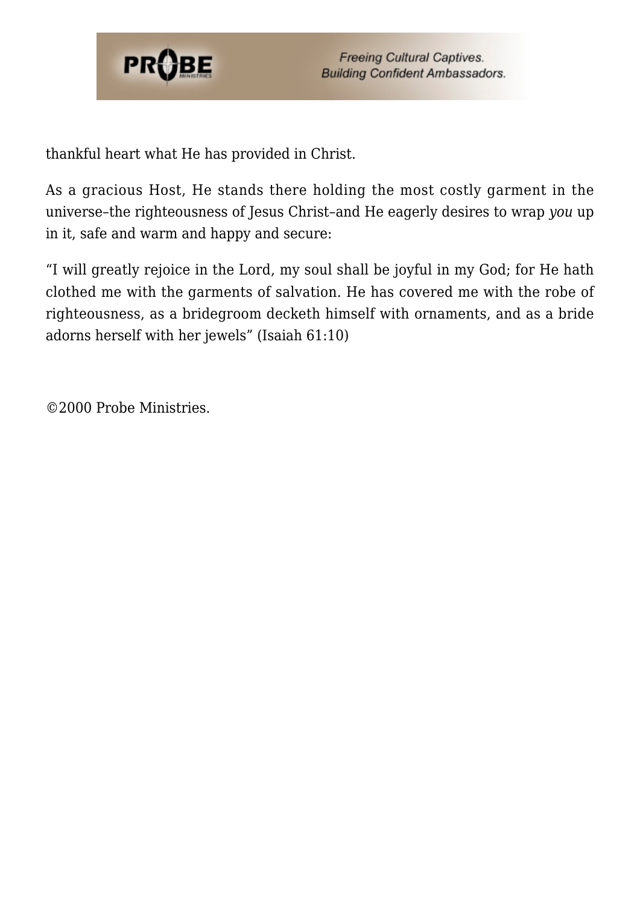thankful heart what He has provided in Christ.

As a gracious Host, He stands there holding the most costly garment in the universe–the righteousness of Jesus Christ–and He eagerly desires to wrap *you* up in it, safe and warm and happy and secure:

"I will greatly rejoice in the Lord, my soul shall be joyful in my God; for He hath clothed me with the garments of salvation. He has covered me with the robe of righteousness, as a bridegroom decketh himself with ornaments, and as a bride adorns herself with her jewels" (Isaiah 61:10)

©2000 Probe Ministries.